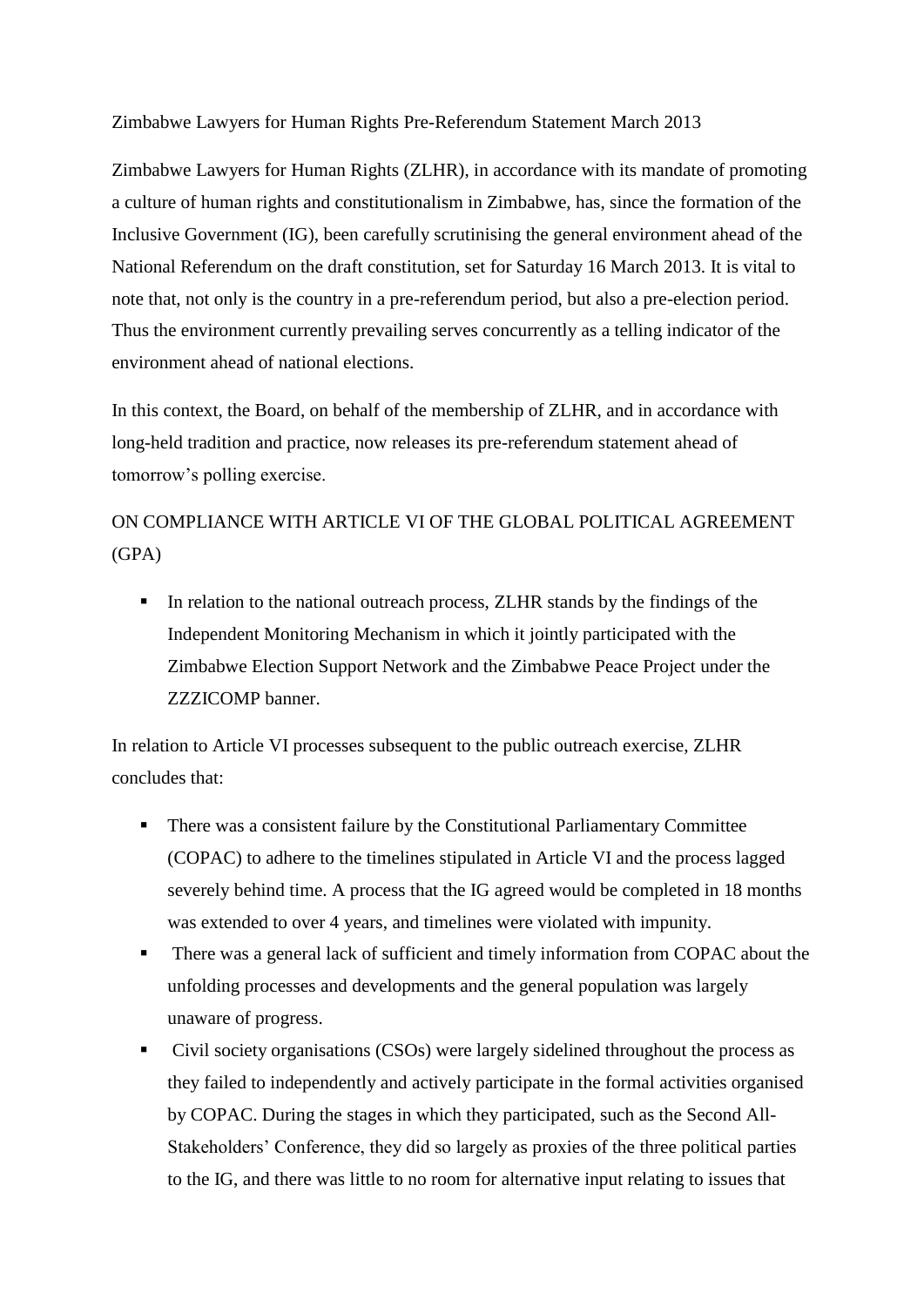# Zimbabwe Lawyers for Human Rights Pre-Referendum Statement March 2013

Zimbabwe Lawyers for Human Rights (ZLHR), in accordance with its mandate of promoting a culture of human rights and constitutionalism in Zimbabwe, has, since the formation of the Inclusive Government (IG), been carefully scrutinising the general environment ahead of the National Referendum on the draft constitution, set for Saturday 16 March 2013. It is vital to note that, not only is the country in a pre-referendum period, but also a pre-election period. Thus the environment currently prevailing serves concurrently as a telling indicator of the environment ahead of national elections.

In this context, the Board, on behalf of the membership of ZLHR, and in accordance with long-held tradition and practice, now releases its pre-referendum statement ahead of tomorrow's polling exercise.

## ON COMPLIANCE WITH ARTICLE VI OF THE GLOBAL POLITICAL AGREEMENT (GPA)

- In relation to the national outreach process, ZLHR stands by the findings of the Independent Monitoring Mechanism in which it jointly participated with the Zimbabwe Election Support Network and the Zimbabwe Peace Project under the ZZZICOMP banner.

In relation to Article VI processes subsequent to the public outreach exercise, ZLHR concludes that:

- There was a consistent failure by the Constitutional Parliamentary Committee (COPAC) to adhere to the timelines stipulated in Article VI and the process lagged severely behind time. A process that the IG agreed would be completed in 18 months was extended to over 4 years, and timelines were violated with impunity.
- There was a general lack of sufficient and timely information from COPAC about the unfolding processes and developments and the general population was largely unaware of progress.
- Civil society organisations (CSOs) were largely sidelined throughout the process as they failed to independently and actively participate in the formal activities organised by COPAC. During the stages in which they participated, such as the Second All-Stakeholders' Conference, they did so largely as proxies of the three political parties to the IG, and there was little to no room for alternative input relating to issues that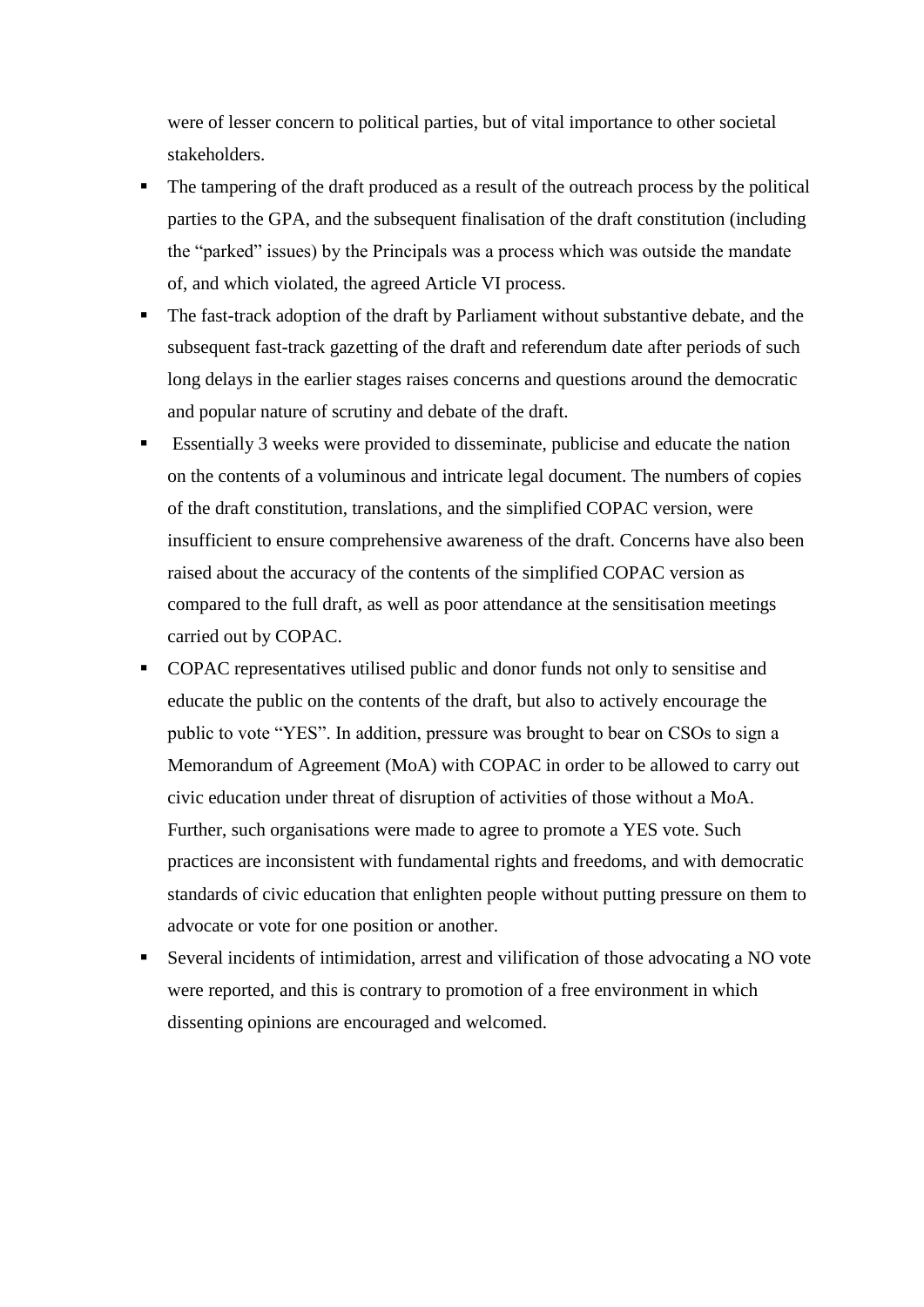were of lesser concern to political parties, but of vital importance to other societal stakeholders.

- The tampering of the draft produced as a result of the outreach process by the political parties to the GPA, and the subsequent finalisation of the draft constitution (including the "parked" issues) by the Principals was a process which was outside the mandate of, and which violated, the agreed Article VI process.
- The fast-track adoption of the draft by Parliament without substantive debate, and the subsequent fast-track gazetting of the draft and referendum date after periods of such long delays in the earlier stages raises concerns and questions around the democratic and popular nature of scrutiny and debate of the draft.
- Essentially 3 weeks were provided to disseminate, publicise and educate the nation on the contents of a voluminous and intricate legal document. The numbers of copies of the draft constitution, translations, and the simplified COPAC version, were insufficient to ensure comprehensive awareness of the draft. Concerns have also been raised about the accuracy of the contents of the simplified COPAC version as compared to the full draft, as well as poor attendance at the sensitisation meetings carried out by COPAC.
- COPAC representatives utilised public and donor funds not only to sensitise and educate the public on the contents of the draft, but also to actively encourage the public to vote "YES". In addition, pressure was brought to bear on CSOs to sign a Memorandum of Agreement (MoA) with COPAC in order to be allowed to carry out civic education under threat of disruption of activities of those without a MoA. Further, such organisations were made to agree to promote a YES vote. Such practices are inconsistent with fundamental rights and freedoms, and with democratic standards of civic education that enlighten people without putting pressure on them to advocate or vote for one position or another.
- Several incidents of intimidation, arrest and vilification of those advocating a NO vote were reported, and this is contrary to promotion of a free environment in which dissenting opinions are encouraged and welcomed.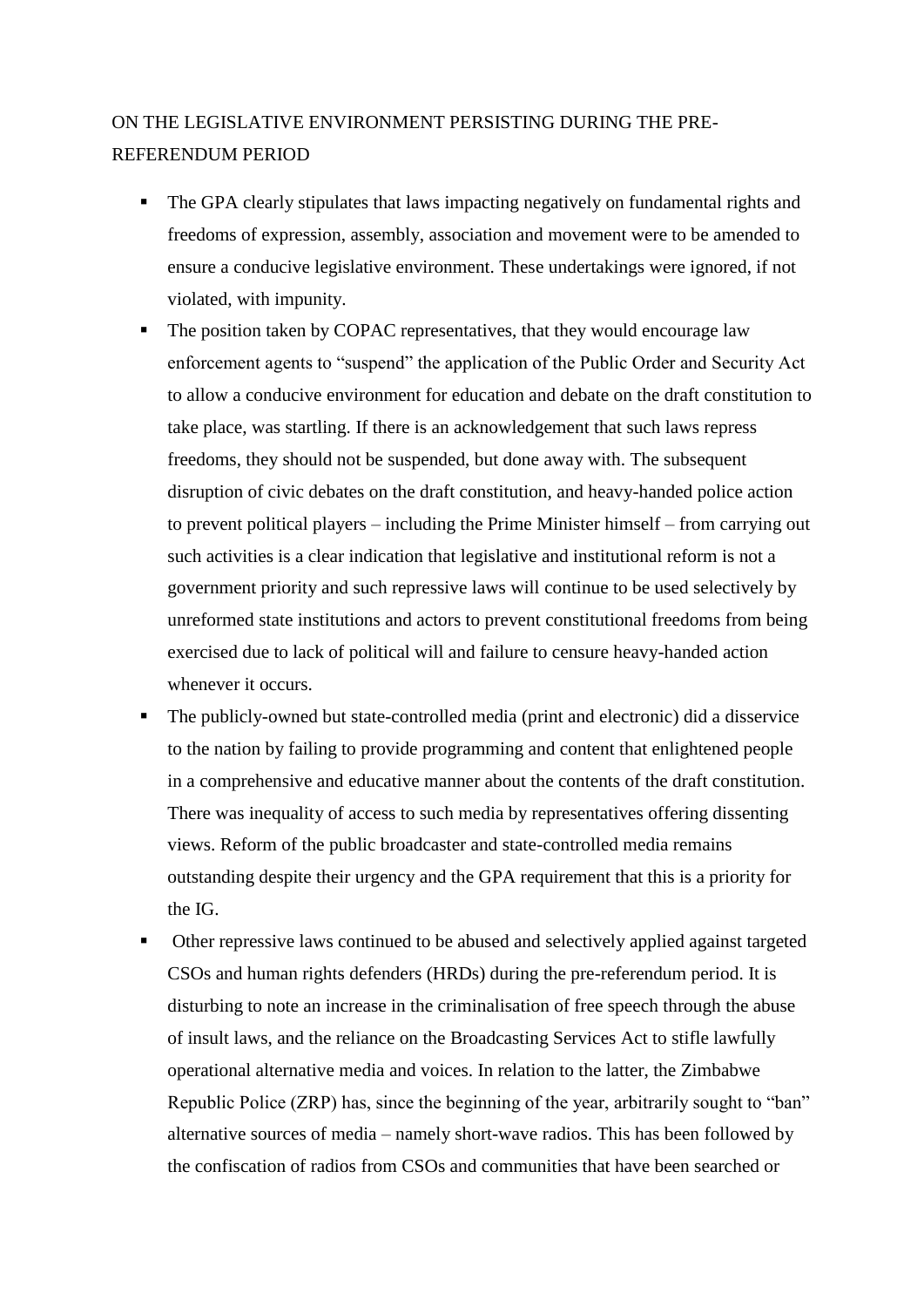## ON THE LEGISLATIVE ENVIRONMENT PERSISTING DURING THE PRE-REFERENDUM PERIOD

- The GPA clearly stipulates that laws impacting negatively on fundamental rights and freedoms of expression, assembly, association and movement were to be amended to ensure a conducive legislative environment. These undertakings were ignored, if not violated, with impunity.
- The position taken by COPAC representatives, that they would encourage law enforcement agents to "suspend" the application of the Public Order and Security Act to allow a conducive environment for education and debate on the draft constitution to take place, was startling. If there is an acknowledgement that such laws repress freedoms, they should not be suspended, but done away with. The subsequent disruption of civic debates on the draft constitution, and heavy-handed police action to prevent political players – including the Prime Minister himself – from carrying out such activities is a clear indication that legislative and institutional reform is not a government priority and such repressive laws will continue to be used selectively by unreformed state institutions and actors to prevent constitutional freedoms from being exercised due to lack of political will and failure to censure heavy-handed action whenever it occurs.
- The publicly-owned but state-controlled media (print and electronic) did a disservice to the nation by failing to provide programming and content that enlightened people in a comprehensive and educative manner about the contents of the draft constitution. There was inequality of access to such media by representatives offering dissenting views. Reform of the public broadcaster and state-controlled media remains outstanding despite their urgency and the GPA requirement that this is a priority for the IG.
- Other repressive laws continued to be abused and selectively applied against targeted CSOs and human rights defenders (HRDs) during the pre-referendum period. It is disturbing to note an increase in the criminalisation of free speech through the abuse of insult laws, and the reliance on the Broadcasting Services Act to stifle lawfully operational alternative media and voices. In relation to the latter, the Zimbabwe Republic Police (ZRP) has, since the beginning of the year, arbitrarily sought to "ban" alternative sources of media – namely short-wave radios. This has been followed by the confiscation of radios from CSOs and communities that have been searched or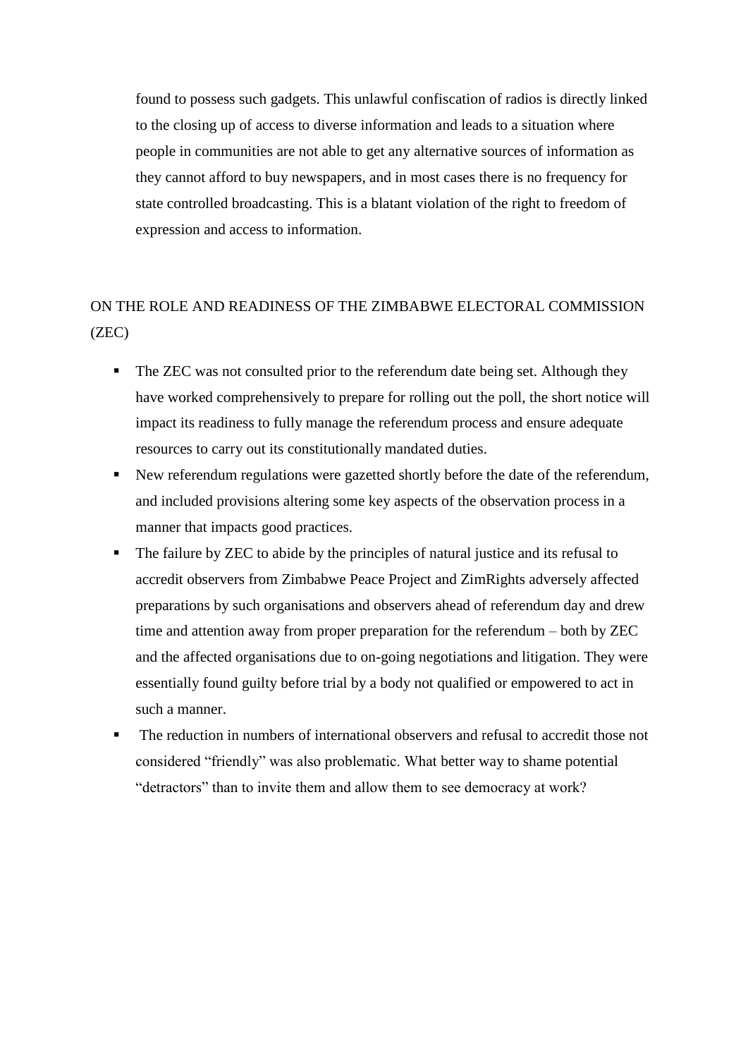found to possess such gadgets. This unlawful confiscation of radios is directly linked to the closing up of access to diverse information and leads to a situation where people in communities are not able to get any alternative sources of information as they cannot afford to buy newspapers, and in most cases there is no frequency for state controlled broadcasting. This is a blatant violation of the right to freedom of expression and access to information.

## ON THE ROLE AND READINESS OF THE ZIMBABWE ELECTORAL COMMISSION (ZEC)

- The ZEC was not consulted prior to the referendum date being set. Although they have worked comprehensively to prepare for rolling out the poll, the short notice will impact its readiness to fully manage the referendum process and ensure adequate resources to carry out its constitutionally mandated duties.
- New referendum regulations were gazetted shortly before the date of the referendum, and included provisions altering some key aspects of the observation process in a manner that impacts good practices.
- The failure by ZEC to abide by the principles of natural justice and its refusal to accredit observers from Zimbabwe Peace Project and ZimRights adversely affected preparations by such organisations and observers ahead of referendum day and drew time and attention away from proper preparation for the referendum – both by ZEC and the affected organisations due to on-going negotiations and litigation. They were essentially found guilty before trial by a body not qualified or empowered to act in such a manner.
- The reduction in numbers of international observers and refusal to accredit those not considered "friendly" was also problematic. What better way to shame potential "detractors" than to invite them and allow them to see democracy at work?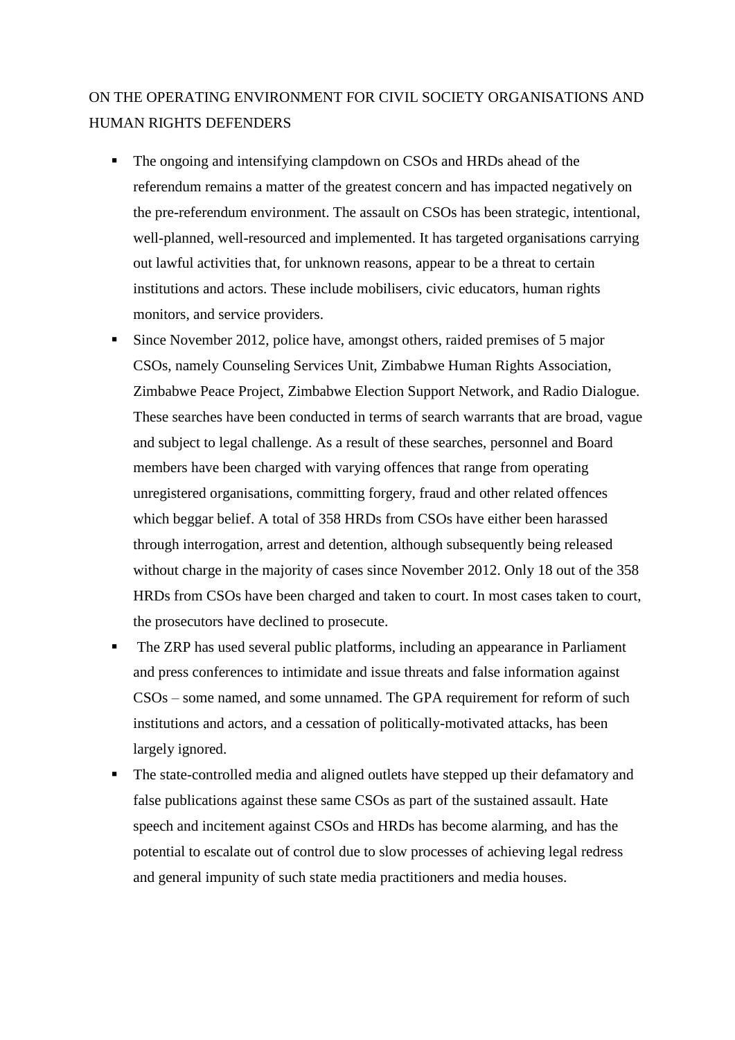## ON THE OPERATING ENVIRONMENT FOR CIVIL SOCIETY ORGANISATIONS AND HUMAN RIGHTS DEFENDERS

- The ongoing and intensifying clampdown on CSOs and HRDs ahead of the referendum remains a matter of the greatest concern and has impacted negatively on the pre-referendum environment. The assault on CSOs has been strategic, intentional, well-planned, well-resourced and implemented. It has targeted organisations carrying out lawful activities that, for unknown reasons, appear to be a threat to certain institutions and actors. These include mobilisers, civic educators, human rights monitors, and service providers.
- Since November 2012, police have, amongst others, raided premises of 5 major CSOs, namely Counseling Services Unit, Zimbabwe Human Rights Association, Zimbabwe Peace Project, Zimbabwe Election Support Network, and Radio Dialogue. These searches have been conducted in terms of search warrants that are broad, vague and subject to legal challenge. As a result of these searches, personnel and Board members have been charged with varying offences that range from operating unregistered organisations, committing forgery, fraud and other related offences which beggar belief. A total of 358 HRDs from CSOs have either been harassed through interrogation, arrest and detention, although subsequently being released without charge in the majority of cases since November 2012. Only 18 out of the 358 HRDs from CSOs have been charged and taken to court. In most cases taken to court, the prosecutors have declined to prosecute.
- The ZRP has used several public platforms, including an appearance in Parliament and press conferences to intimidate and issue threats and false information against CSOs – some named, and some unnamed. The GPA requirement for reform of such institutions and actors, and a cessation of politically-motivated attacks, has been largely ignored.
- The state-controlled media and aligned outlets have stepped up their defamatory and false publications against these same CSOs as part of the sustained assault. Hate speech and incitement against CSOs and HRDs has become alarming, and has the potential to escalate out of control due to slow processes of achieving legal redress and general impunity of such state media practitioners and media houses.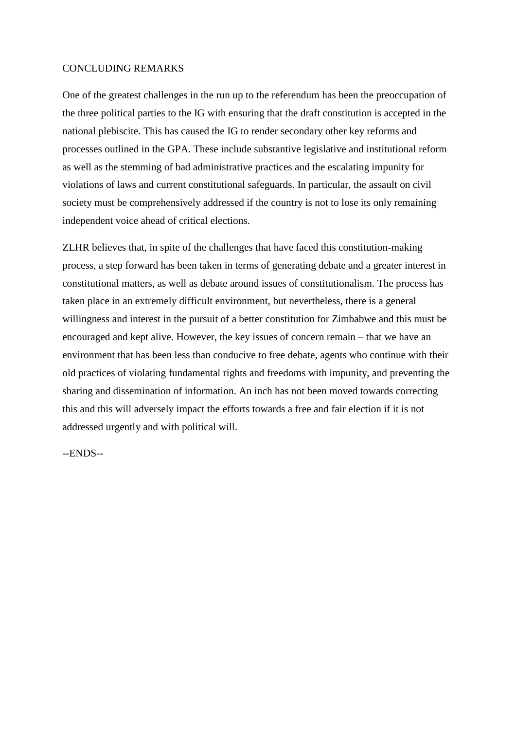## CONCLUDING REMARKS

One of the greatest challenges in the run up to the referendum has been the preoccupation of the three political parties to the IG with ensuring that the draft constitution is accepted in the national plebiscite. This has caused the IG to render secondary other key reforms and processes outlined in the GPA. These include substantive legislative and institutional reform as well as the stemming of bad administrative practices and the escalating impunity for violations of laws and current constitutional safeguards. In particular, the assault on civil society must be comprehensively addressed if the country is not to lose its only remaining independent voice ahead of critical elections.

ZLHR believes that, in spite of the challenges that have faced this constitution-making process, a step forward has been taken in terms of generating debate and a greater interest in constitutional matters, as well as debate around issues of constitutionalism. The process has taken place in an extremely difficult environment, but nevertheless, there is a general willingness and interest in the pursuit of a better constitution for Zimbabwe and this must be encouraged and kept alive. However, the key issues of concern remain – that we have an environment that has been less than conducive to free debate, agents who continue with their old practices of violating fundamental rights and freedoms with impunity, and preventing the sharing and dissemination of information. An inch has not been moved towards correcting this and this will adversely impact the efforts towards a free and fair election if it is not addressed urgently and with political will.

--ENDS--